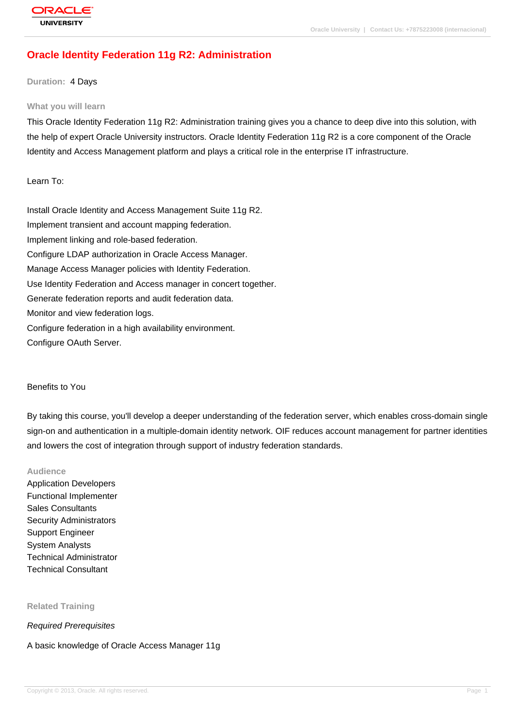# Oracle Identity Federation 11g R2: Administration

**Duration:** 4 Days

## What you will learn

This Oracle Identity Federation 11g R2: Administration training gives you a chance to deep dive into this solution, with the help of expert Oracle University instructors. Oracle Identity Federation 11g R2 is a core component of the Oracle Identity and Access Management platform and plays a critical role in the enterprise IT infrastructure.

Learn To:

Install Oracle Identity and Access Management Suite 11g R2.
Implement transient and account mapping federation.
Implement linking and role-based federation.
Configure LDAP authorization in Oracle Access Manager.
Manage Access Manager policies with Identity Federation.
Use Identity Federation and Access manager in concert together.
Generate federation reports and audit federation data.
Monitor and view federation logs.
Configure federation in a high availability environment.
Configure OAuth Server.

Benefits to You

By taking this course, you'll develop a deeper understanding of the federation server, which enables cross-domain single sign-on and authentication in a multiple-domain identity network. OIF reduces account management for partner identities and lowers the cost of integration through support of industry federation standards.

## Audience

Application Developers
Functional Implementer
Sales Consultants
Security Administrators
Support Engineer
System Analysts
Technical Administrator
Technical Consultant

## Related Training

*Required Prerequisites*

A basic knowledge of Oracle Access Manager 11g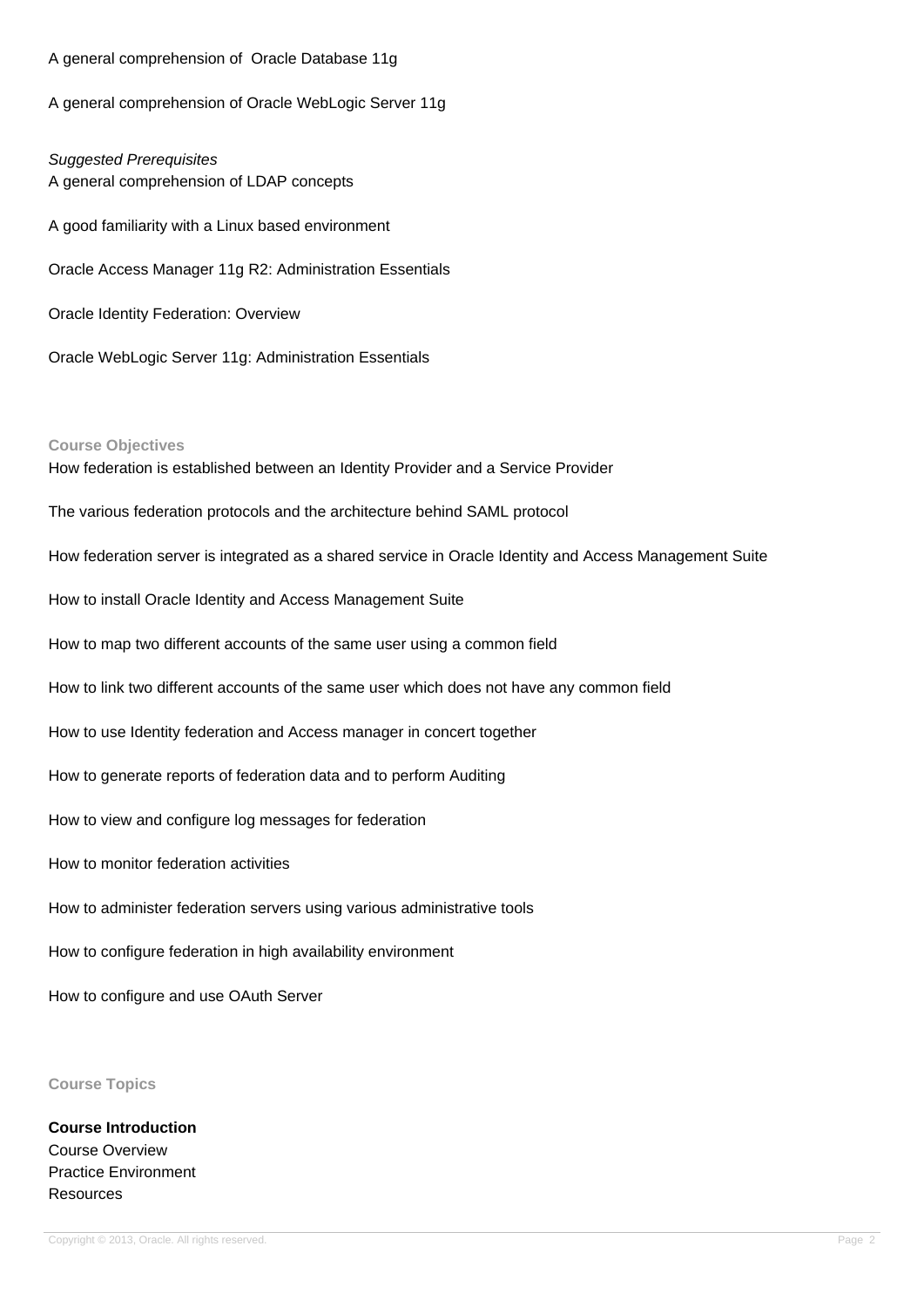A general comprehension of Oracle Database 11g

A general comprehension of Oracle WebLogic Server 11g

*Suggested Prerequisites*

A general comprehension of LDAP concepts

A good familiarity with a Linux based environment

Oracle Access Manager 11g R2: Administration Essentials

Oracle Identity Federation: Overview

Oracle WebLogic Server 11g: Administration Essentials

## Course Objectives

How federation is established between an Identity Provider and a Service Provider

The various federation protocols and the architecture behind SAML protocol

How federation server is integrated as a shared service in Oracle Identity and Access Management Suite

How to install Oracle Identity and Access Management Suite

How to map two different accounts of the same user using a common field

How to link two different accounts of the same user which does not have any common field

How to use Identity federation and Access manager in concert together

How to generate reports of federation data and to perform Auditing

How to view and configure log messages for federation

How to monitor federation activities

How to administer federation servers using various administrative tools

How to configure federation in high availability environment

How to configure and use OAuth Server

## Course Topics

**Course Introduction**

Course Overview
Practice Environment
Resources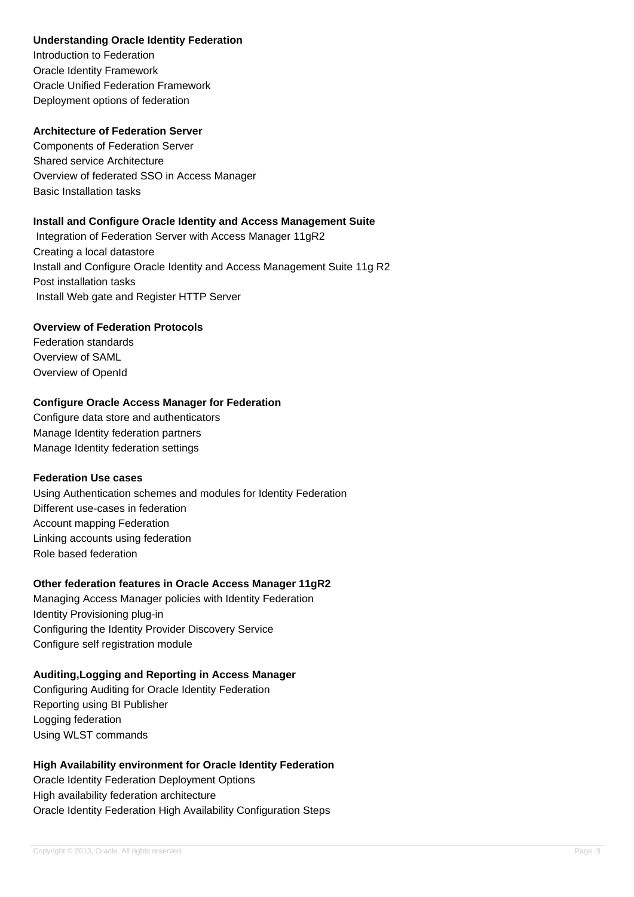**Understanding Oracle Identity Federation**

Introduction to Federation
Oracle Identity Framework
Oracle Unified Federation Framework
Deployment options of federation

**Architecture of Federation Server**

Components of Federation Server
Shared service Architecture
Overview of federated SSO in Access Manager
Basic Installation tasks

**Install and Configure Oracle Identity and Access Management Suite**

Integration of Federation Server with Access Manager 11gR2
Creating a local datastore
Install and Configure Oracle Identity and Access Management Suite 11g R2
Post installation tasks
Install Web gate and Register HTTP Server

**Overview of Federation Protocols**

Federation standards
Overview of SAML
Overview of OpenId

**Configure Oracle Access Manager for Federation**

Configure data store and authenticators
Manage Identity federation partners
Manage Identity federation settings

**Federation Use cases**

Using Authentication schemes and modules for Identity Federation
Different use-cases in federation
Account mapping Federation
Linking accounts using federation
Role based federation

**Other federation features in Oracle Access Manager 11gR2**

Managing Access Manager policies with Identity Federation
Identity Provisioning plug-in
Configuring the Identity Provider Discovery Service
Configure self registration module

**Auditing,Logging and Reporting in Access Manager**

Configuring Auditing for Oracle Identity Federation
Reporting using BI Publisher
Logging federation
Using WLST commands

**High Availability environment for Oracle Identity Federation**

Oracle Identity Federation Deployment Options
High availability federation architecture
Oracle Identity Federation High Availability Configuration Steps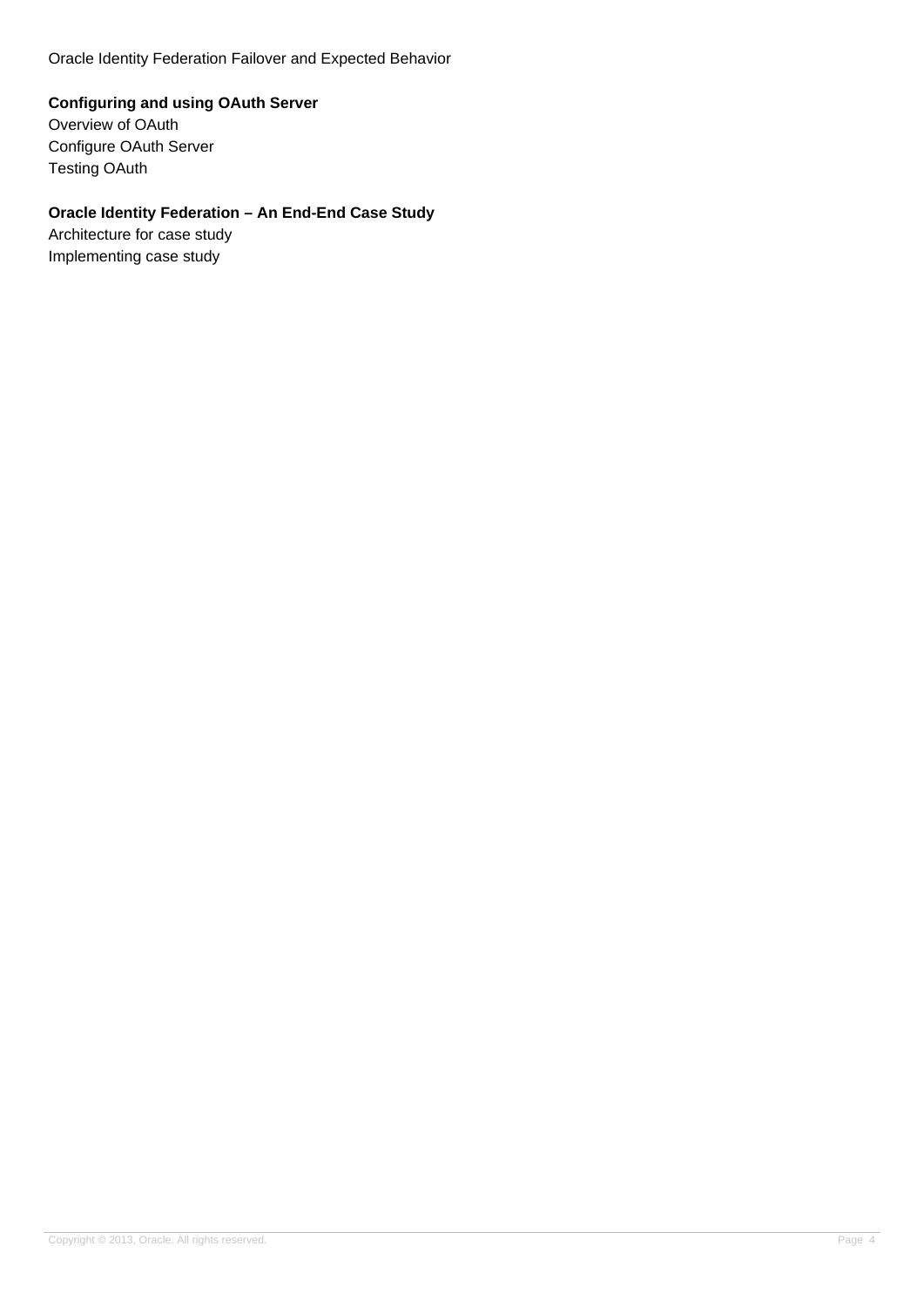Oracle Identity Federation Failover and Expected Behavior

**Configuring and using OAuth Server**

Overview of OAuth
Configure OAuth Server
Testing OAuth

**Oracle Identity Federation – An End-End Case Study**

Architecture for case study
Implementing case study